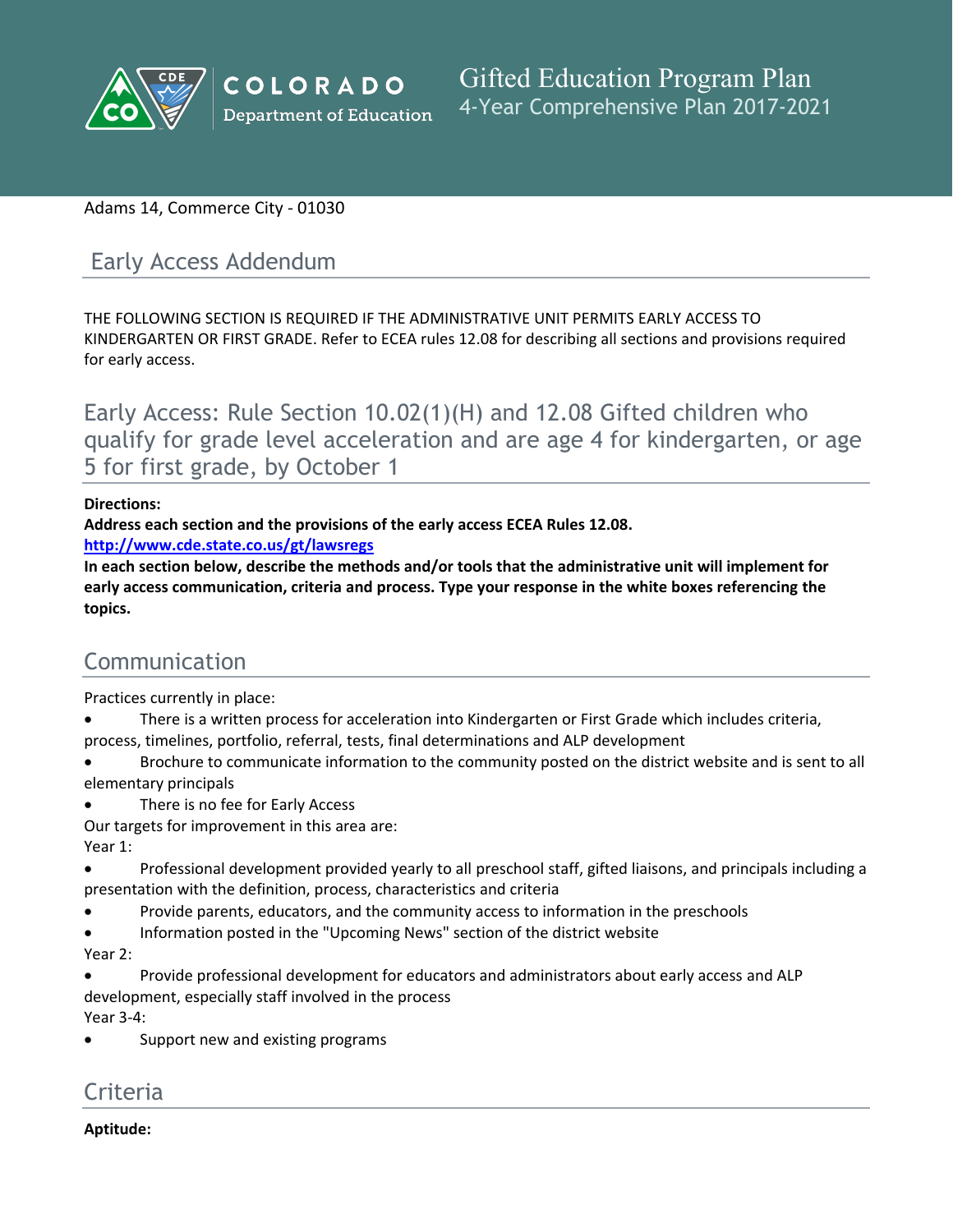Colorado Department of Education

# Gifted Education Program Plan
4-Year Comprehensive Plan 2017-2021

Adams 14, Commerce City - 01030

## Early Access Addendum

THE FOLLOWING SECTION IS REQUIRED IF THE ADMINISTRATIVE UNIT PERMITS EARLY ACCESS TO KINDERGARTEN OR FIRST GRADE. Refer to ECEA rules 12.08 for describing all sections and provisions required for early access.

## Early Access: Rule Section 10.02(1)(H) and 12.08 Gifted children who qualify for grade level acceleration and are age 4 for kindergarten, or age 5 for first grade, by October 1

**Directions:**
**Address each section and the provisions of the early access ECEA Rules 12.08.**
**http://www.cde.state.co.us/gt/lawsregs**
**In each section below, describe the methods and/or tools that the administrative unit will implement for early access communication, criteria and process. Type your response in the white boxes referencing the topics.**

## Communication

Practices currently in place:

- There is a written process for acceleration into Kindergarten or First Grade which includes criteria, process, timelines, portfolio, referral, tests, final determinations and ALP development
- Brochure to communicate information to the community posted on the district website and is sent to all elementary principals
- There is no fee for Early Access

Our targets for improvement in this area are:

Year 1:

- Professional development provided yearly to all preschool staff, gifted liaisons, and principals including a presentation with the definition, process, characteristics and criteria
- Provide parents, educators, and the community access to information in the preschools
- Information posted in the "Upcoming News" section of the district website

Year 2:

- Provide professional development for educators and administrators about early access and ALP development, especially staff involved in the process

Year 3-4:

- Support new and existing programs

## Criteria

**Aptitude:**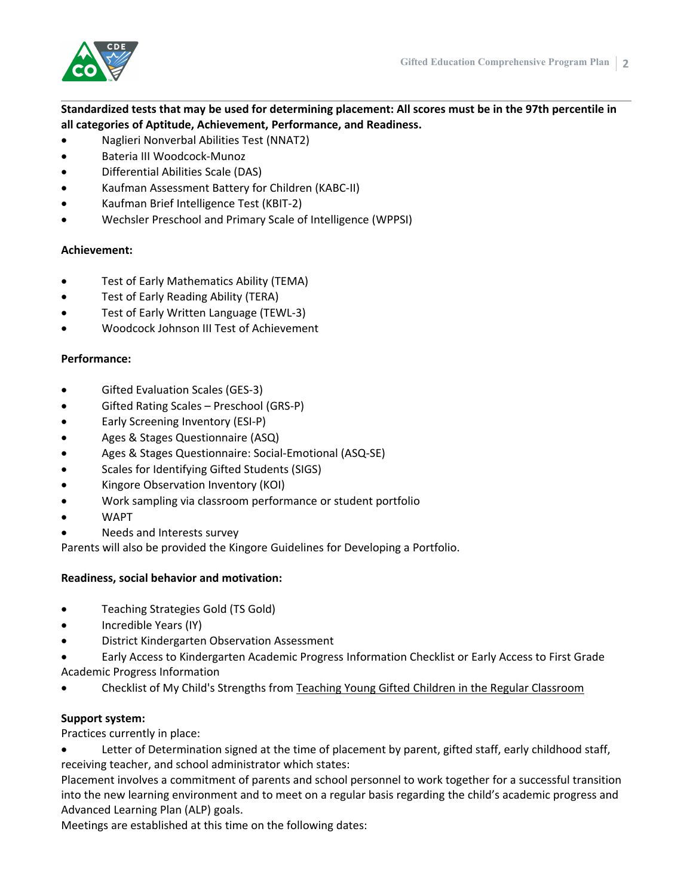**Standardized tests that may be used for determining placement: All scores must be in the 97th percentile in all categories of Aptitude, Achievement, Performance, and Readiness.**

- Naglieri Nonverbal Abilities Test (NNAT2)
- Bateria III Woodcock-Munoz
- Differential Abilities Scale (DAS)
- Kaufman Assessment Battery for Children (KABC-II)
- Kaufman Brief Intelligence Test (KBIT-2)
- Wechsler Preschool and Primary Scale of Intelligence (WPPSI)

**Achievement:**

- Test of Early Mathematics Ability (TEMA)
- Test of Early Reading Ability (TERA)
- Test of Early Written Language (TEWL-3)
- Woodcock Johnson III Test of Achievement

**Performance:**

- Gifted Evaluation Scales (GES-3)
- Gifted Rating Scales – Preschool (GRS-P)
- Early Screening Inventory (ESI-P)
- Ages & Stages Questionnaire (ASQ)
- Ages & Stages Questionnaire: Social-Emotional (ASQ-SE)
- Scales for Identifying Gifted Students (SIGS)
- Kingore Observation Inventory (KOI)
- Work sampling via classroom performance or student portfolio
- WAPT
- Needs and Interests survey

Parents will also be provided the Kingore Guidelines for Developing a Portfolio.

**Readiness, social behavior and motivation:**

- Teaching Strategies Gold (TS Gold)
- Incredible Years (IY)
- District Kindergarten Observation Assessment
- Early Access to Kindergarten Academic Progress Information Checklist or Early Access to First Grade Academic Progress Information
- Checklist of My Child's Strengths from Teaching Young Gifted Children in the Regular Classroom

**Support system:**

Practices currently in place:

- Letter of Determination signed at the time of placement by parent, gifted staff, early childhood staff, receiving teacher, and school administrator which states:

Placement involves a commitment of parents and school personnel to work together for a successful transition into the new learning environment and to meet on a regular basis regarding the child's academic progress and Advanced Learning Plan (ALP) goals.

Meetings are established at this time on the following dates: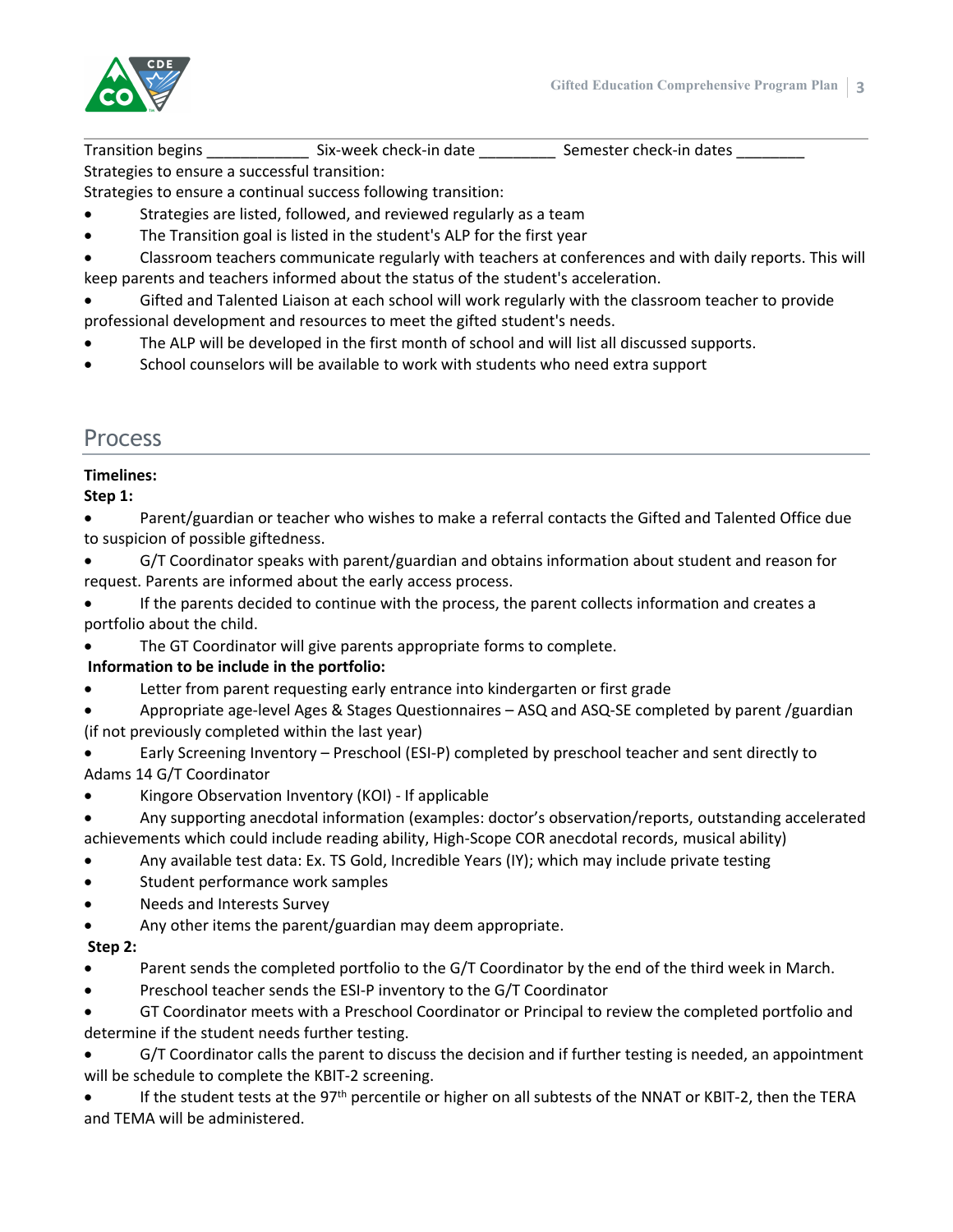Transition begins ____________ Six-week check-in date _________ Semester check-in dates ________

Strategies to ensure a successful transition:

Strategies to ensure a continual success following transition:

- Strategies are listed, followed, and reviewed regularly as a team
- The Transition goal is listed in the student's ALP for the first year
- Classroom teachers communicate regularly with teachers at conferences and with daily reports. This will keep parents and teachers informed about the status of the student's acceleration.
- Gifted and Talented Liaison at each school will work regularly with the classroom teacher to provide professional development and resources to meet the gifted student's needs.
- The ALP will be developed in the first month of school and will list all discussed supports.
- School counselors will be available to work with students who need extra support

## Process

**Timelines:**

**Step 1:**

- Parent/guardian or teacher who wishes to make a referral contacts the Gifted and Talented Office due to suspicion of possible giftedness.
- G/T Coordinator speaks with parent/guardian and obtains information about student and reason for request. Parents are informed about the early access process.
- If the parents decided to continue with the process, the parent collects information and creates a portfolio about the child.
- The GT Coordinator will give parents appropriate forms to complete.

**Information to be include in the portfolio:**

- Letter from parent requesting early entrance into kindergarten or first grade
- Appropriate age-level Ages & Stages Questionnaires – ASQ and ASQ-SE completed by parent /guardian (if not previously completed within the last year)
- Early Screening Inventory – Preschool (ESI-P) completed by preschool teacher and sent directly to Adams 14 G/T Coordinator
- Kingore Observation Inventory (KOI) - If applicable
- Any supporting anecdotal information (examples: doctor's observation/reports, outstanding accelerated achievements which could include reading ability, High-Scope COR anecdotal records, musical ability)
- Any available test data: Ex. TS Gold, Incredible Years (IY); which may include private testing
- Student performance work samples
- Needs and Interests Survey
- Any other items the parent/guardian may deem appropriate.

**Step 2:**

- Parent sends the completed portfolio to the G/T Coordinator by the end of the third week in March.
- Preschool teacher sends the ESI-P inventory to the G/T Coordinator
- GT Coordinator meets with a Preschool Coordinator or Principal to review the completed portfolio and determine if the student needs further testing.
- G/T Coordinator calls the parent to discuss the decision and if further testing is needed, an appointment will be schedule to complete the KBIT-2 screening.
- If the student tests at the 97th percentile or higher on all subtests of the NNAT or KBIT-2, then the TERA and TEMA will be administered.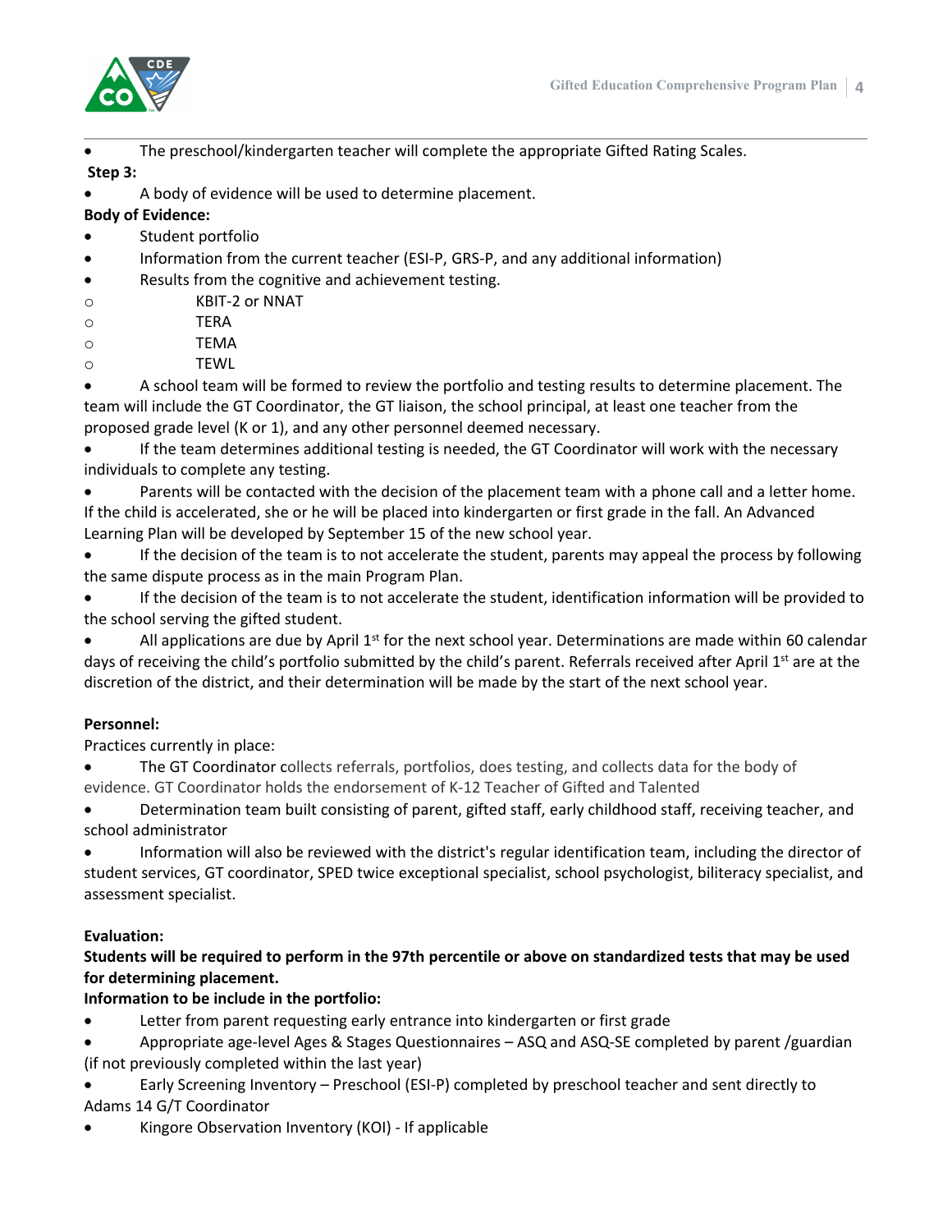- The preschool/kindergarten teacher will complete the appropriate Gifted Rating Scales.

**Step 3:**

- A body of evidence will be used to determine placement.

**Body of Evidence:**

- Student portfolio
- Information from the current teacher (ESI-P, GRS-P, and any additional information)
- Results from the cognitive and achievement testing.
  - KBIT-2 or NNAT
  - TERA
  - TEMA
  - TEWL
- A school team will be formed to review the portfolio and testing results to determine placement. The team will include the GT Coordinator, the GT liaison, the school principal, at least one teacher from the proposed grade level (K or 1), and any other personnel deemed necessary.
- If the team determines additional testing is needed, the GT Coordinator will work with the necessary individuals to complete any testing.
- Parents will be contacted with the decision of the placement team with a phone call and a letter home. If the child is accelerated, she or he will be placed into kindergarten or first grade in the fall. An Advanced Learning Plan will be developed by September 15 of the new school year.
- If the decision of the team is to not accelerate the student, parents may appeal the process by following the same dispute process as in the main Program Plan.
- If the decision of the team is to not accelerate the student, identification information will be provided to the school serving the gifted student.
- All applications are due by April 1st for the next school year. Determinations are made within 60 calendar days of receiving the child's portfolio submitted by the child's parent. Referrals received after April 1st are at the discretion of the district, and their determination will be made by the start of the next school year.

**Personnel:**

Practices currently in place:

- The GT Coordinator collects referrals, portfolios, does testing, and collects data for the body of evidence. GT Coordinator holds the endorsement of K-12 Teacher of Gifted and Talented
- Determination team built consisting of parent, gifted staff, early childhood staff, receiving teacher, and school administrator
- Information will also be reviewed with the district's regular identification team, including the director of student services, GT coordinator, SPED twice exceptional specialist, school psychologist, biliteracy specialist, and assessment specialist.

**Evaluation:**

**Students will be required to perform in the 97th percentile or above on standardized tests that may be used for determining placement.**

**Information to be include in the portfolio:**

- Letter from parent requesting early entrance into kindergarten or first grade
- Appropriate age-level Ages & Stages Questionnaires – ASQ and ASQ-SE completed by parent /guardian (if not previously completed within the last year)
- Early Screening Inventory – Preschool (ESI-P) completed by preschool teacher and sent directly to Adams 14 G/T Coordinator
- Kingore Observation Inventory (KOI) - If applicable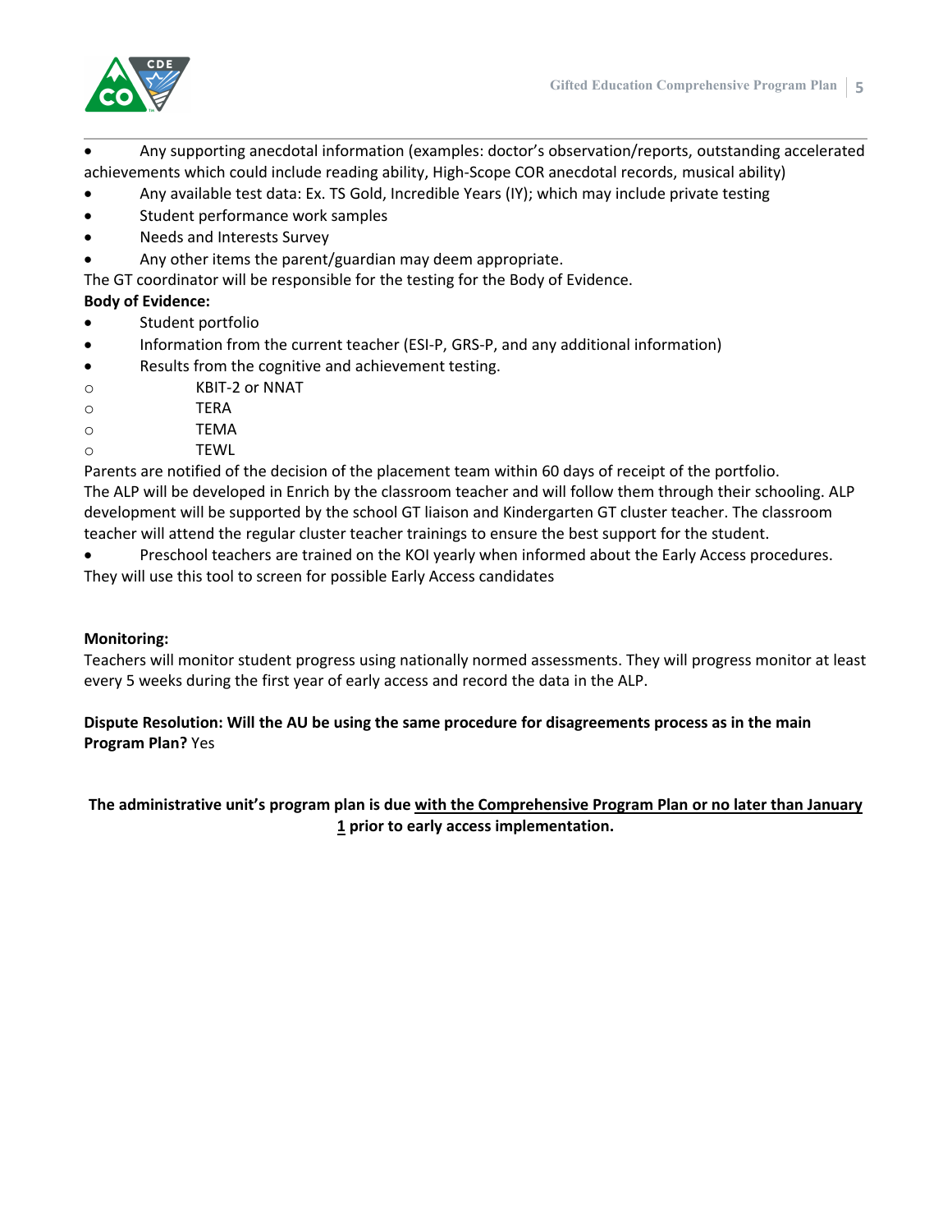- Any supporting anecdotal information (examples: doctor's observation/reports, outstanding accelerated achievements which could include reading ability, High-Scope COR anecdotal records, musical ability)
- Any available test data: Ex. TS Gold, Incredible Years (IY); which may include private testing
- Student performance work samples
- Needs and Interests Survey
- Any other items the parent/guardian may deem appropriate.

The GT coordinator will be responsible for the testing for the Body of Evidence.

**Body of Evidence:**

- Student portfolio
- Information from the current teacher (ESI-P, GRS-P, and any additional information)
- Results from the cognitive and achievement testing.
    - KBIT-2 or NNAT
    - TERA
    - TEMA
    - TEWL

Parents are notified of the decision of the placement team within 60 days of receipt of the portfolio.
The ALP will be developed in Enrich by the classroom teacher and will follow them through their schooling. ALP development will be supported by the school GT liaison and Kindergarten GT cluster teacher. The classroom teacher will attend the regular cluster teacher trainings to ensure the best support for the student.

- Preschool teachers are trained on the KOI yearly when informed about the Early Access procedures. They will use this tool to screen for possible Early Access candidates

**Monitoring:**
Teachers will monitor student progress using nationally normed assessments. They will progress monitor at least every 5 weeks during the first year of early access and record the data in the ALP.

**Dispute Resolution: Will the AU be using the same procedure for disagreements process as in the main Program Plan?** Yes

**The administrative unit's program plan is due <u>with the Comprehensive Program Plan or no later than January 1</u> prior to early access implementation.**